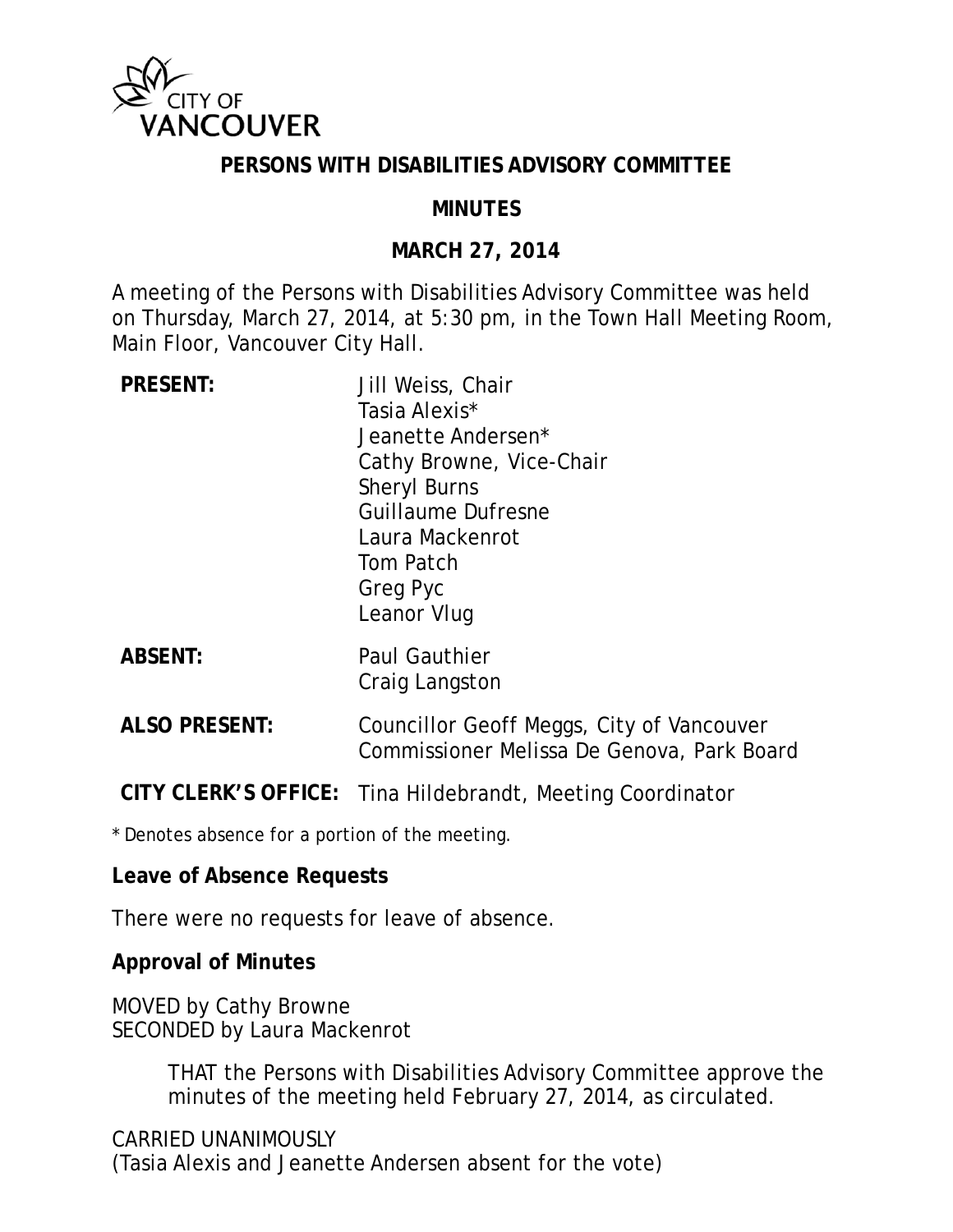CITY OF VANCOUVER

# PERSONS WITH DISABILITIES ADVISORY COMMITTEE

## MINUTES

## MARCH 27, 2014

A meeting of the Persons with Disabilities Advisory Committee was held on Thursday, March 27, 2014, at 5:30 pm, in the Town Hall Meeting Room, Main Floor, Vancouver City Hall.

| | |
|---|---|
| **PRESENT:** | Jill Weiss, Chair<br>Tasia Alexis*<br>Jeanette Andersen*<br>Cathy Browne, Vice-Chair<br>Sheryl Burns<br>Guillaume Dufresne<br>Laura Mackenrot<br>Tom Patch<br>Greg Pyc<br>Leanor Vlug |
| **ABSENT:** | Paul Gauthier<br>Craig Langston |
| **ALSO PRESENT:** | Councillor Geoff Meggs, City of Vancouver<br>Commissioner Melissa De Genova, Park Board |
| **CITY CLERK'S OFFICE:** | Tina Hildebrandt, Meeting Coordinator |

\* Denotes absence for a portion of the meeting.

**Leave of Absence Requests**

There were no requests for leave of absence.

**Approval of Minutes**

MOVED by Cathy Browne
SECONDED by Laura Mackenrot

> THAT the Persons with Disabilities Advisory Committee approve the minutes of the meeting held February 27, 2014, as circulated.

CARRIED UNANIMOUSLY
(Tasia Alexis and Jeanette Andersen absent for the vote)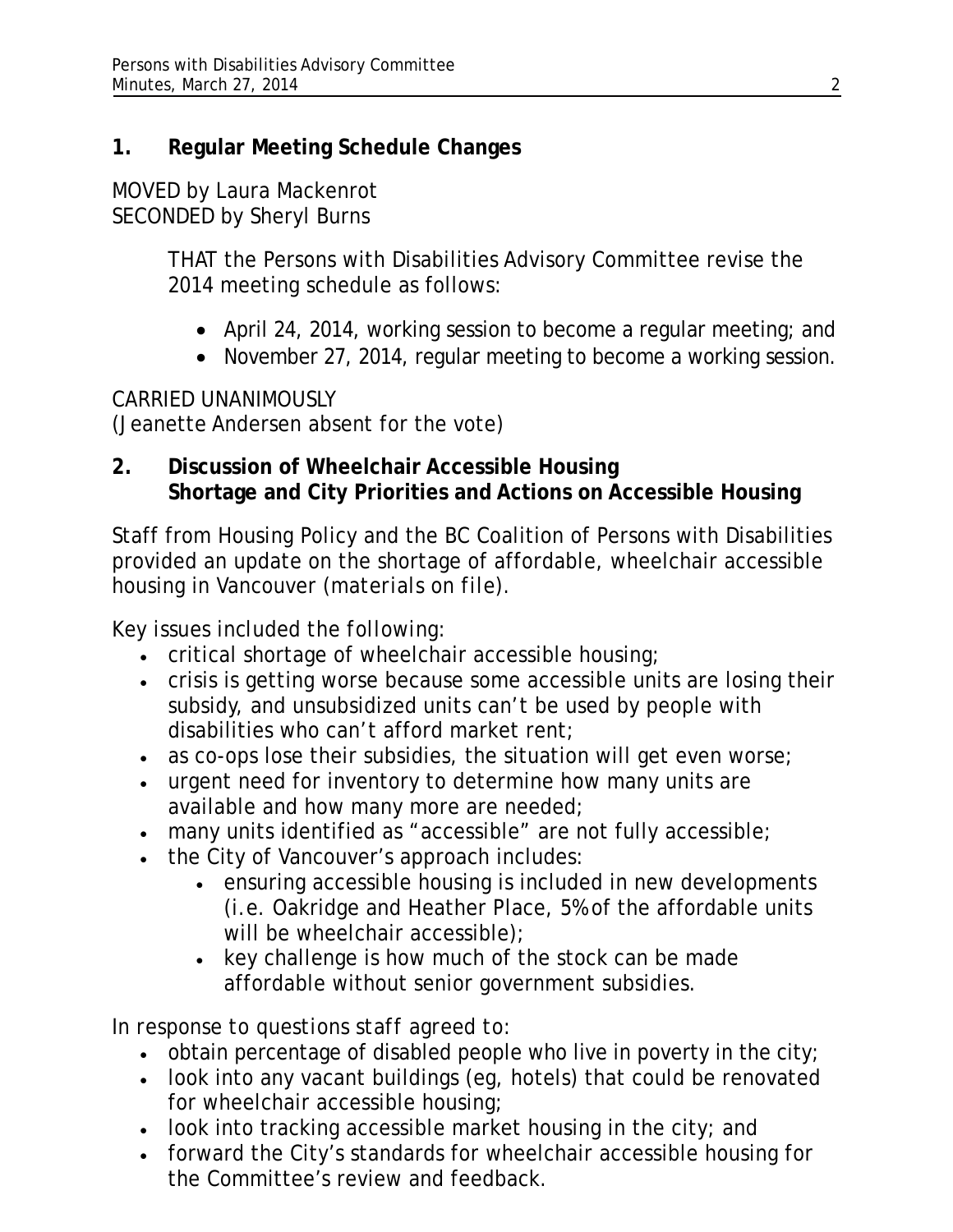## 1. Regular Meeting Schedule Changes

MOVED by Laura Mackenrot
SECONDED by Sheryl Burns

> THAT the Persons with Disabilities Advisory Committee revise the 2014 meeting schedule as follows:
>
> - April 24, 2014, working session to become a regular meeting; and
> - November 27, 2014, regular meeting to become a working session.

CARRIED UNANIMOUSLY
(Jeanette Andersen absent for the vote)

## 2. Discussion of Wheelchair Accessible Housing Shortage and City Priorities and Actions on Accessible Housing

Staff from Housing Policy and the BC Coalition of Persons with Disabilities provided an update on the shortage of affordable, wheelchair accessible housing in Vancouver (materials on file).

Key issues included the following:

- critical shortage of wheelchair accessible housing;
- crisis is getting worse because some accessible units are losing their subsidy, and unsubsidized units can't be used by people with disabilities who can't afford market rent;
- as co-ops lose their subsidies, the situation will get even worse;
- urgent need for inventory to determine how many units are available and how many more are needed;
- many units identified as "accessible" are not fully accessible;
- the City of Vancouver's approach includes:
    - ensuring accessible housing is included in new developments (i.e. Oakridge and Heather Place, 5% of the affordable units will be wheelchair accessible);
    - key challenge is how much of the stock can be made affordable without senior government subsidies.

In response to questions staff agreed to:

- obtain percentage of disabled people who live in poverty in the city;
- look into any vacant buildings (eg, hotels) that could be renovated for wheelchair accessible housing;
- look into tracking accessible market housing in the city; and
- forward the City's standards for wheelchair accessible housing for the Committee's review and feedback.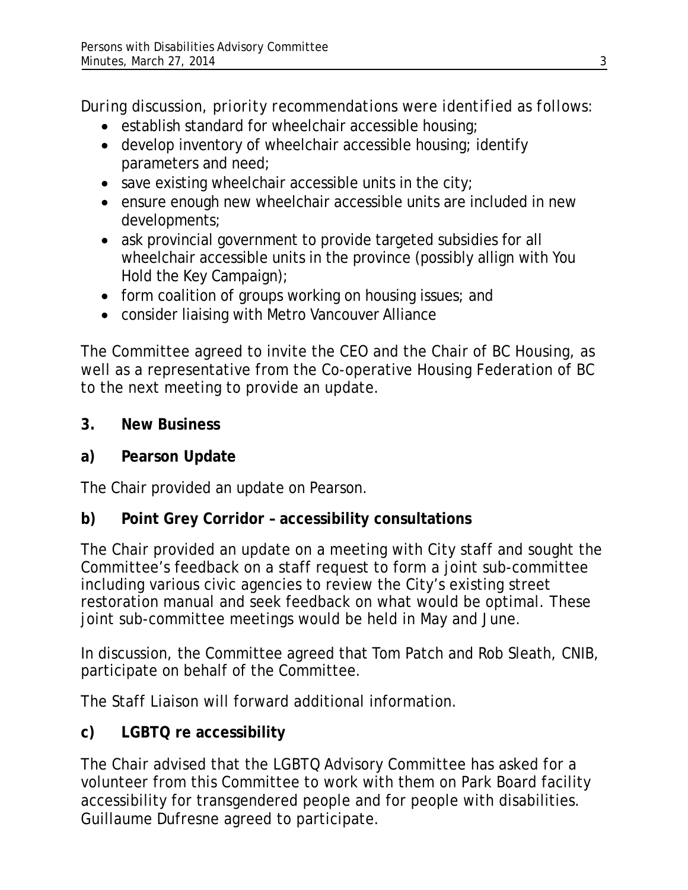During discussion, priority recommendations were identified as follows:

- establish standard for wheelchair accessible housing;
- develop inventory of wheelchair accessible housing; identify parameters and need;
- save existing wheelchair accessible units in the city;
- ensure enough new wheelchair accessible units are included in new developments;
- ask provincial government to provide targeted subsidies for all wheelchair accessible units in the province (possibly allign with You Hold the Key Campaign);
- form coalition of groups working on housing issues; and
- consider liaising with Metro Vancouver Alliance

The Committee agreed to invite the CEO and the Chair of BC Housing, as well as a representative from the Co-operative Housing Federation of BC to the next meeting to provide an update.

**3. New Business**

**a) Pearson Update**

The Chair provided an update on Pearson.

**b) Point Grey Corridor – accessibility consultations**

The Chair provided an update on a meeting with City staff and sought the Committee's feedback on a staff request to form a joint sub-committee including various civic agencies to review the City's existing street restoration manual and seek feedback on what would be optimal. These joint sub-committee meetings would be held in May and June.

In discussion, the Committee agreed that Tom Patch and Rob Sleath, CNIB, participate on behalf of the Committee.

The Staff Liaison will forward additional information.

**c) LGBTQ re accessibility**

The Chair advised that the LGBTQ Advisory Committee has asked for a volunteer from this Committee to work with them on Park Board facility accessibility for transgendered people and for people with disabilities. Guillaume Dufresne agreed to participate.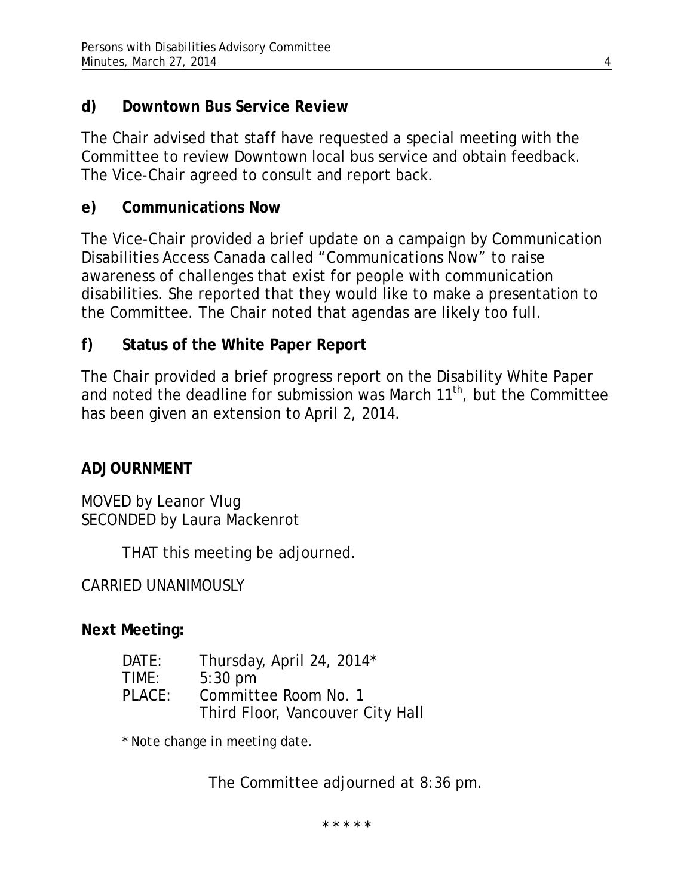### d) Downtown Bus Service Review

The Chair advised that staff have requested a special meeting with the Committee to review Downtown local bus service and obtain feedback. The Vice-Chair agreed to consult and report back.

### e) Communications Now

The Vice-Chair provided a brief update on a campaign by Communication Disabilities Access Canada called "Communications Now" to raise awareness of challenges that exist for people with communication disabilities. She reported that they would like to make a presentation to the Committee. The Chair noted that agendas are likely too full.

### f) Status of the White Paper Report

The Chair provided a brief progress report on the Disability White Paper and noted the deadline for submission was March 11th, but the Committee has been given an extension to April 2, 2014.

## ADJOURNMENT

MOVED by Leanor Vlug
SECONDED by Laura Mackenrot

THAT this meeting be adjourned.

CARRIED UNANIMOUSLY

**Next Meeting:**

| | |
|---|---|
| DATE: | Thursday, April 24, 2014* |
| TIME: | 5:30 pm |
| PLACE: | Committee Room No. 1<br>Third Floor, Vancouver City Hall |

*\* Note change in meeting date.*

The Committee adjourned at 8:36 pm.

\* \* \* \* \*